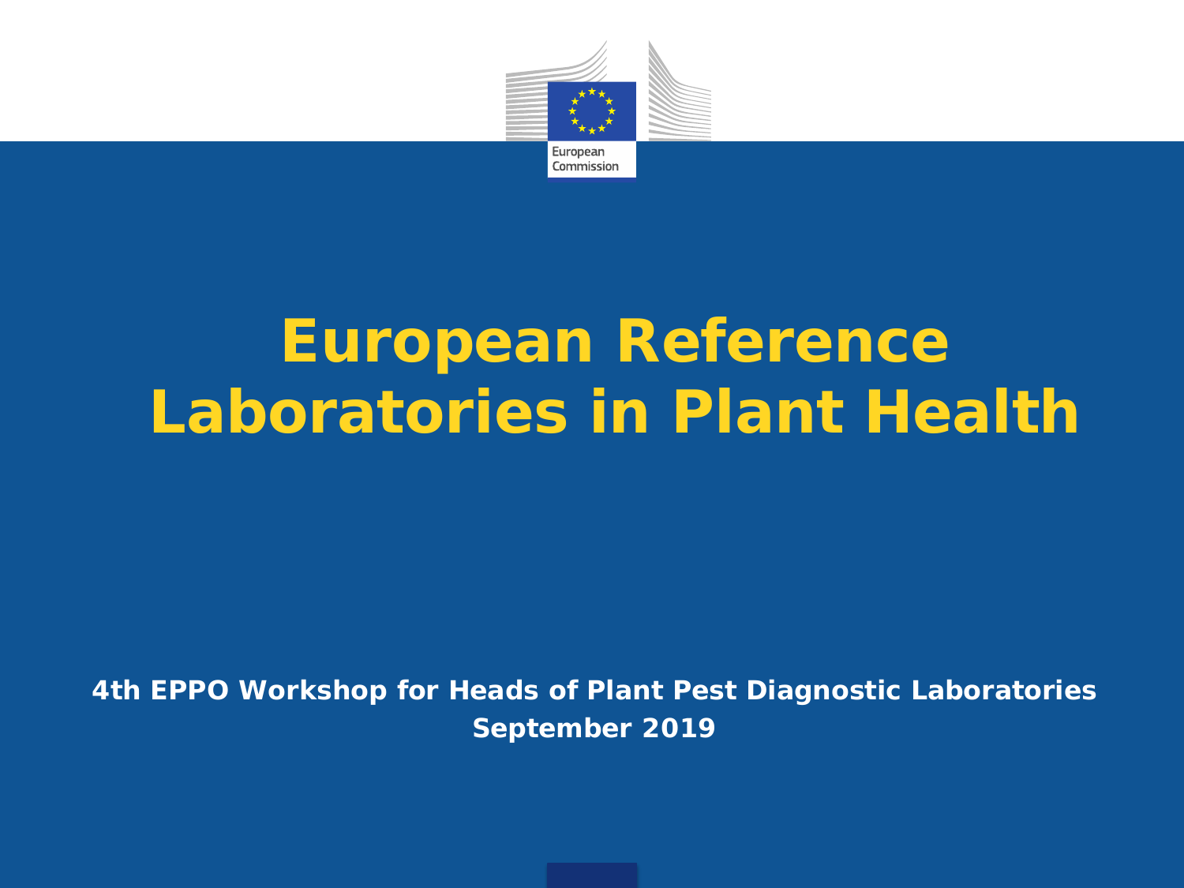# European Reference Laboratories in Plant Health

**4th EPPO Workshop for Heads of Plant Pest Diagnostic Laboratories**
**September 2019**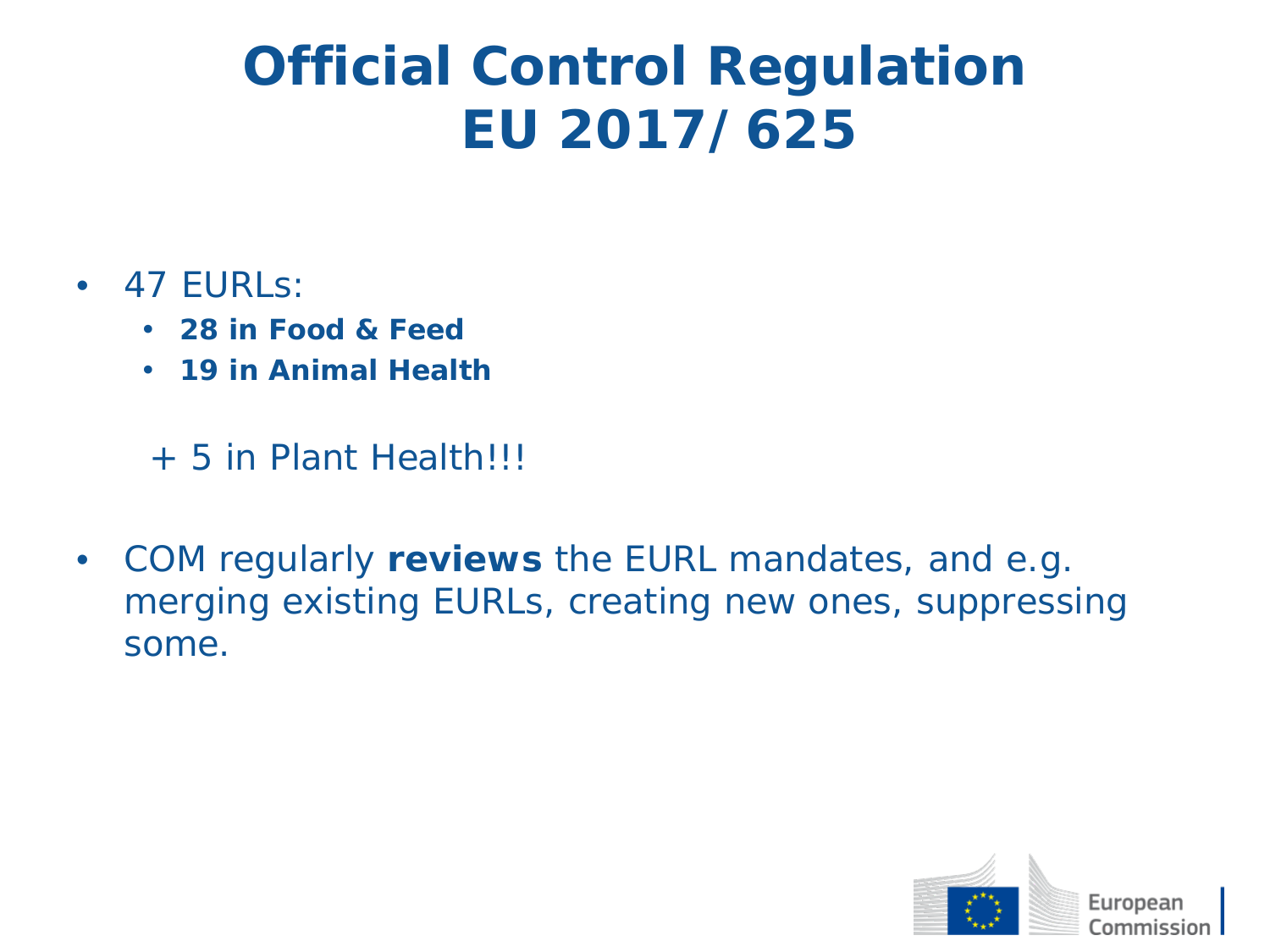# Official Control Regulation EU 2017/625

- 47 EURLs:
  - **28 in Food & Feed**
  - **19 in Animal Health**

  + 5 in Plant Health!!!

- COM regularly **reviews** the EURL mandates, and e.g. merging existing EURLs, creating new ones, suppressing some.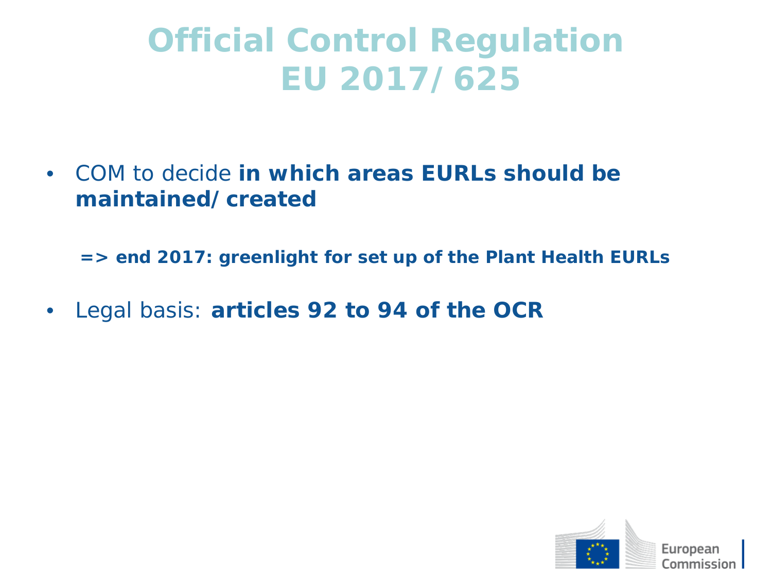# Official Control Regulation EU 2017/625

- COM to decide **in which areas EURLs should be maintained/created**

  **=> end 2017: greenlight for set up of the Plant Health EURLs**

- Legal basis: **articles 92 to 94 of the OCR**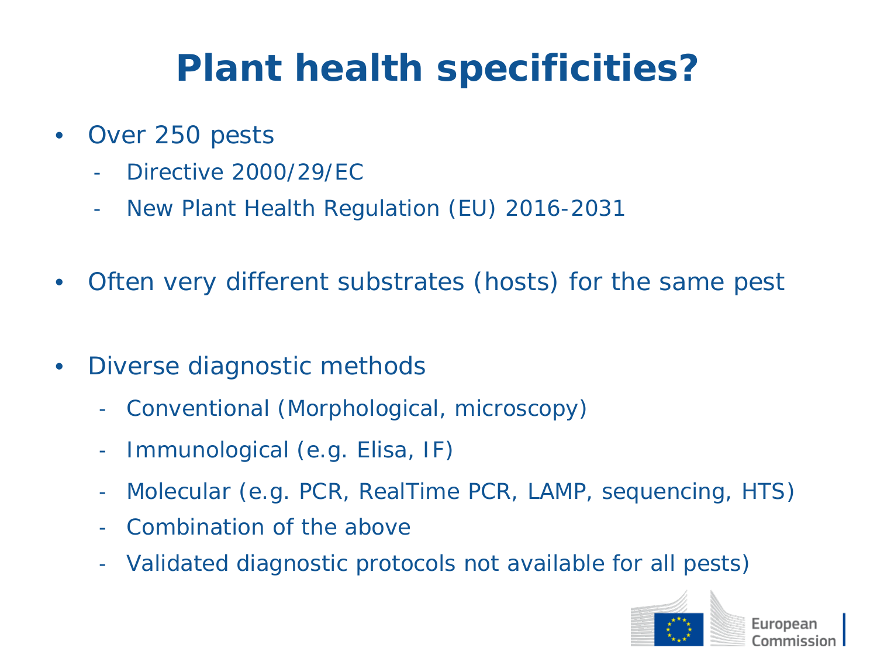# Plant health specificities?

- Over 250 pests
  - Directive 2000/29/EC
  - New Plant Health Regulation (EU) 2016-2031
- Often very different substrates (hosts) for the same pest
- Diverse diagnostic methods
  - Conventional (Morphological, microscopy)
  - Immunological (e.g. Elisa, IF)
  - Molecular (e.g. PCR, RealTime PCR, LAMP, sequencing, HTS)
  - Combination of the above
  - Validated diagnostic protocols not available for all pests)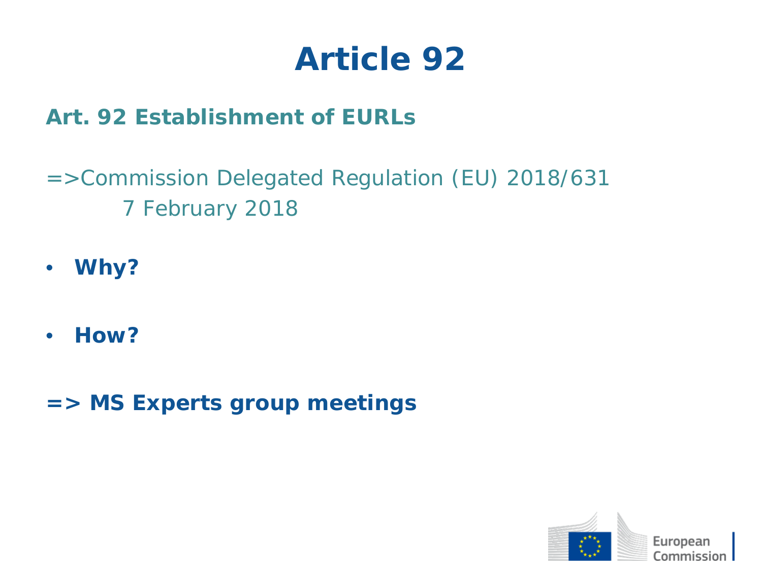# Article 92

## Art. 92 Establishment of EURLs

=>Commission Delegated Regulation (EU) 2018/631
7 February 2018

- **Why?**
- **How?**

**=> MS Experts group meetings**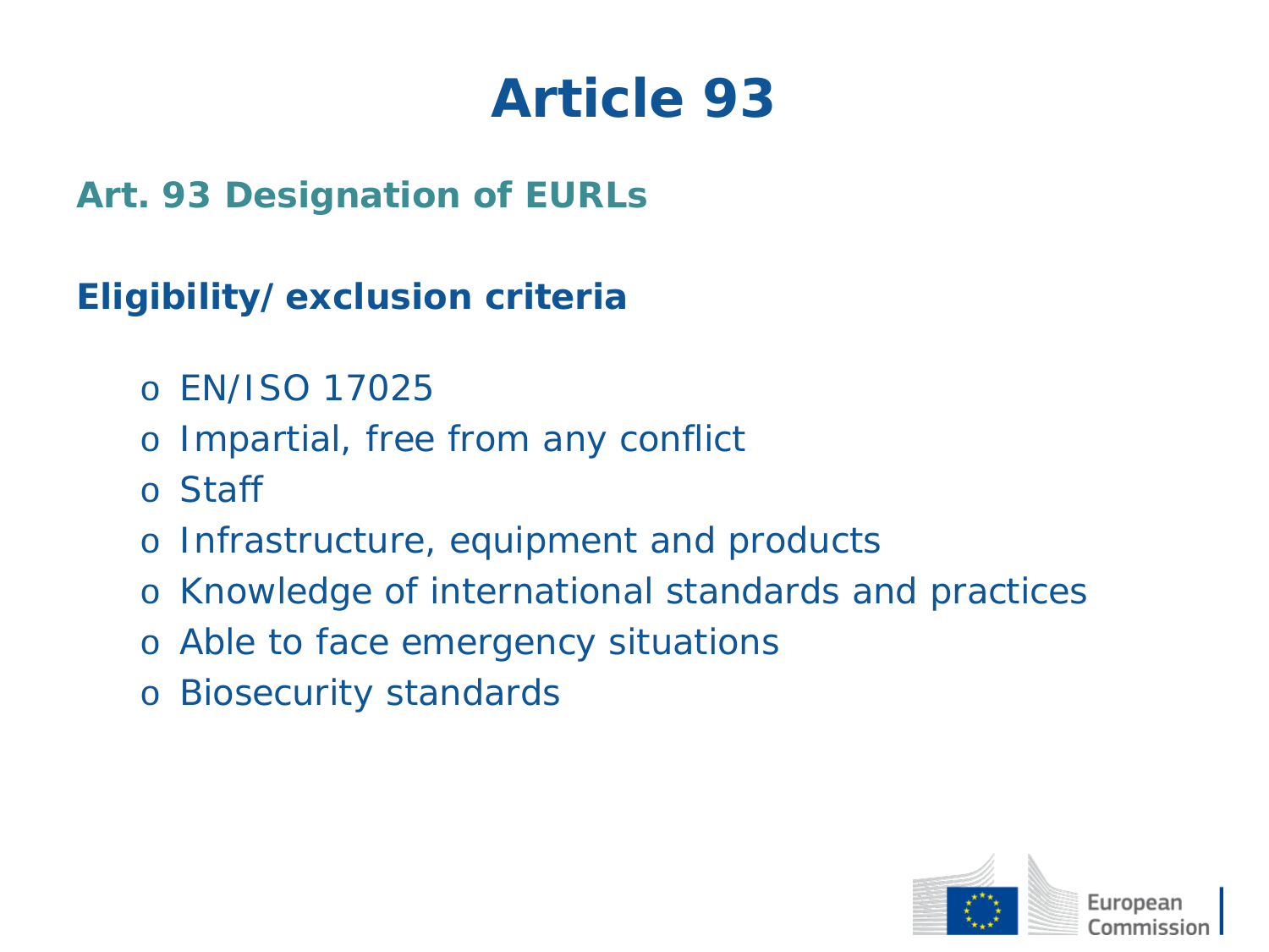# Article 93

## Art. 93 Designation of EURLs

**Eligibility/ exclusion criteria**

- EN/ISO 17025
- Impartial, free from any conflict
- Staff
- Infrastructure, equipment and products
- Knowledge of international standards and practices
- Able to face emergency situations
- Biosecurity standards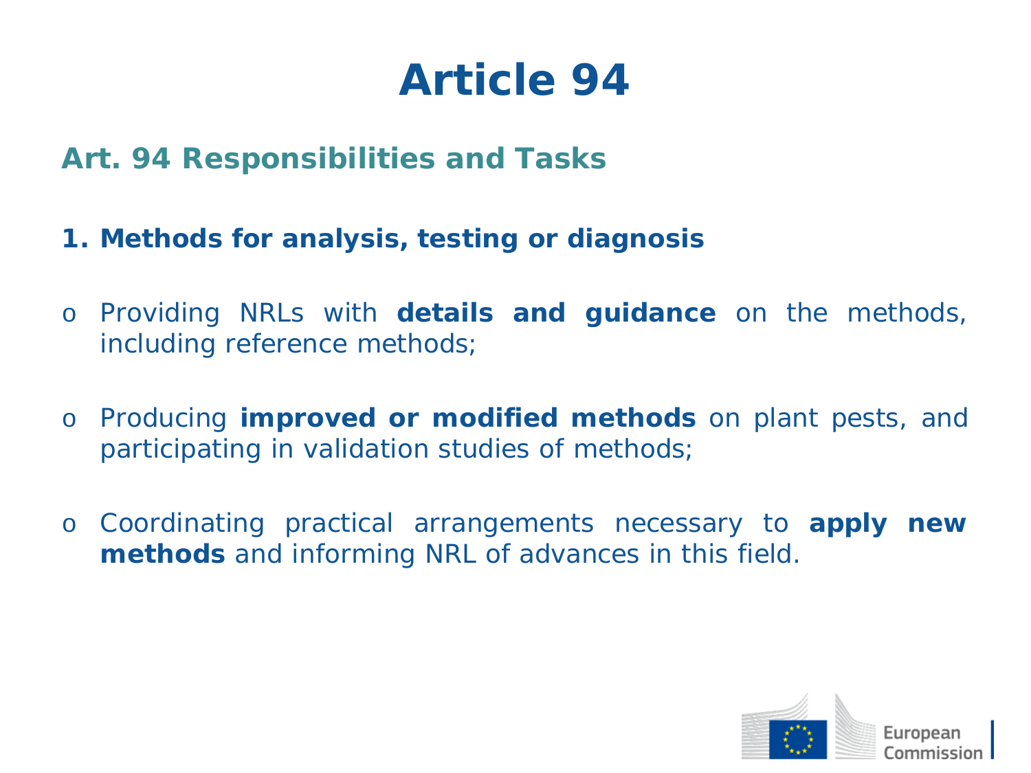# Article 94

## Art. 94 Responsibilities and Tasks

### 1. Methods for analysis, testing or diagnosis

- Providing NRLs with **details and guidance** on the methods, including reference methods;
- Producing **improved or modified methods** on plant pests, and participating in validation studies of methods;
- Coordinating practical arrangements necessary to **apply new methods** and informing NRL of advances in this field.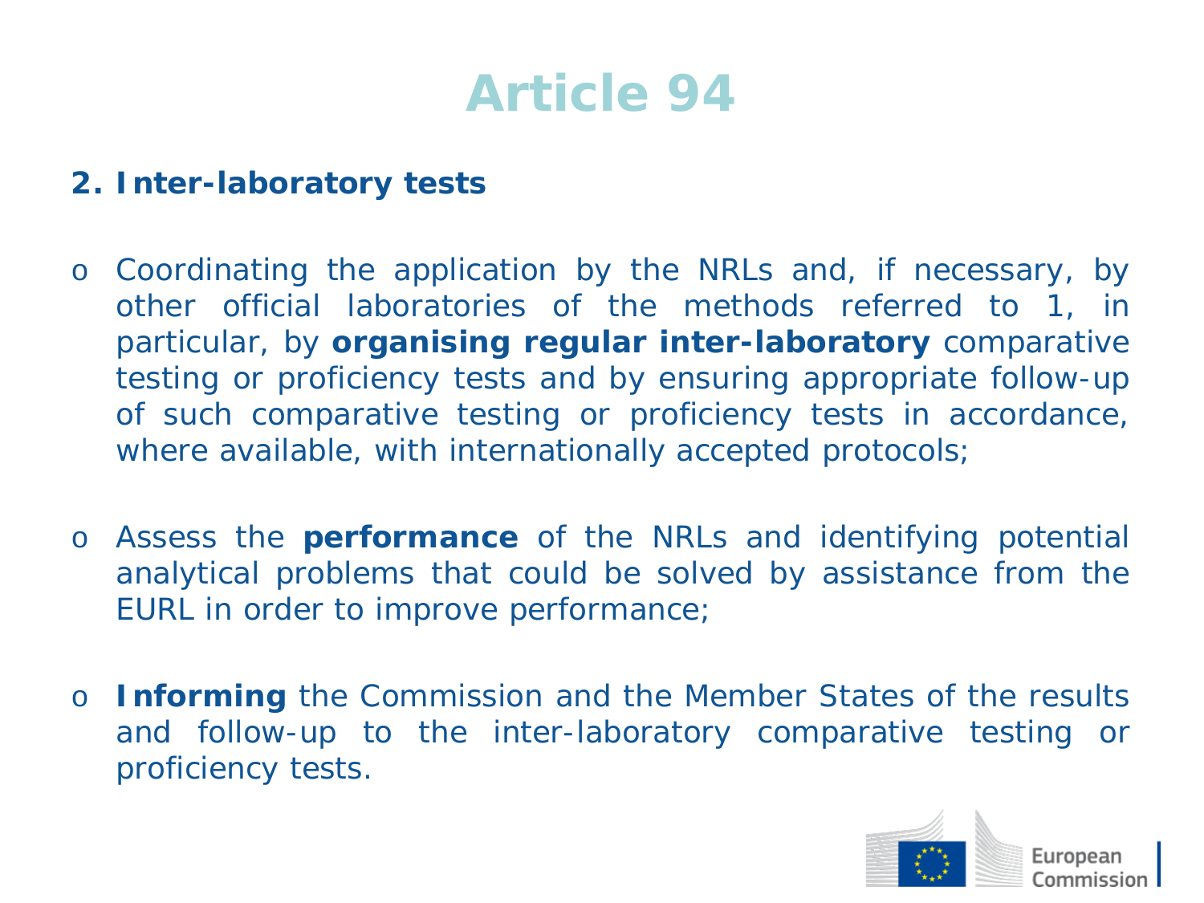# Article 94

**2. Inter-laboratory tests**

- Coordinating the application by the NRLs and, if necessary, by other official laboratories of the methods referred to 1, in particular, by **organising regular inter-laboratory** comparative testing or proficiency tests and by ensuring appropriate follow-up of such comparative testing or proficiency tests in accordance, where available, with internationally accepted protocols;

- Assess the **performance** of the NRLs and identifying potential analytical problems that could be solved by assistance from the EURL in order to improve performance;

- **Informing** the Commission and the Member States of the results and follow-up to the inter-laboratory comparative testing or proficiency tests.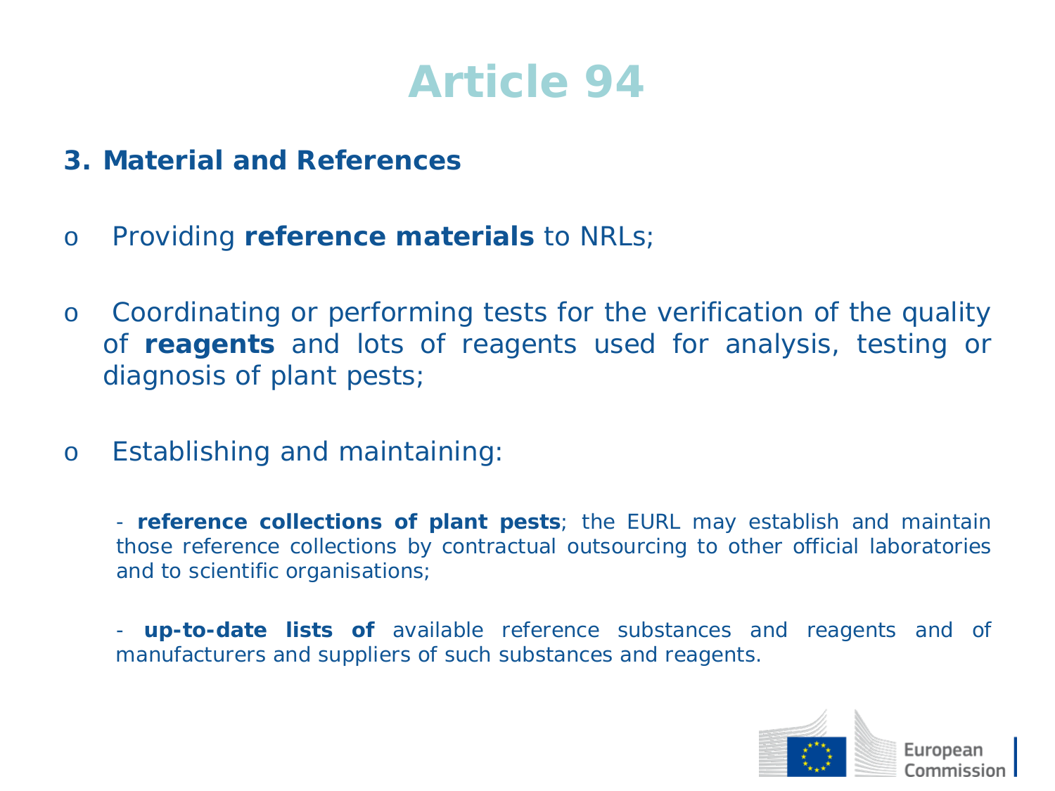# Article 94

**3. Material and References**

- Providing **reference materials** to NRLs;

- Coordinating or performing tests for the verification of the quality of **reagents** and lots of reagents used for analysis, testing or diagnosis of plant pests;

- Establishing and maintaining:

  - **reference collections of plant pests**; the EURL may establish and maintain those reference collections by contractual outsourcing to other official laboratories and to scientific organisations;

  - **up-to-date lists of** available reference substances and reagents and of manufacturers and suppliers of such substances and reagents.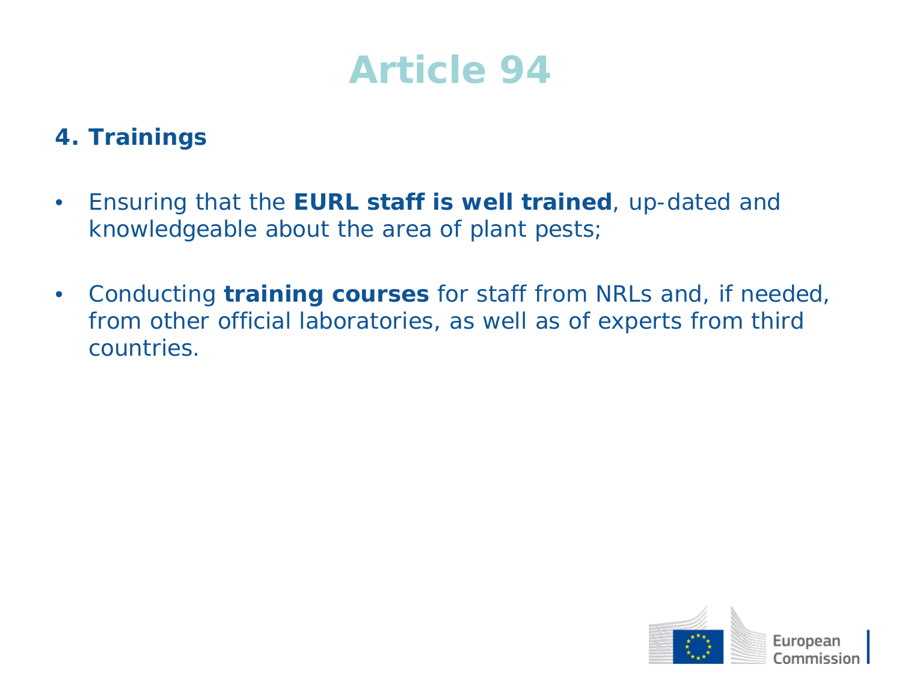# Article 94

## 4. Trainings

- Ensuring that the **EURL staff is well trained**, up-dated and knowledgeable about the area of plant pests;
- Conducting **training courses** for staff from NRLs and, if needed, from other official laboratories, as well as of experts from third countries.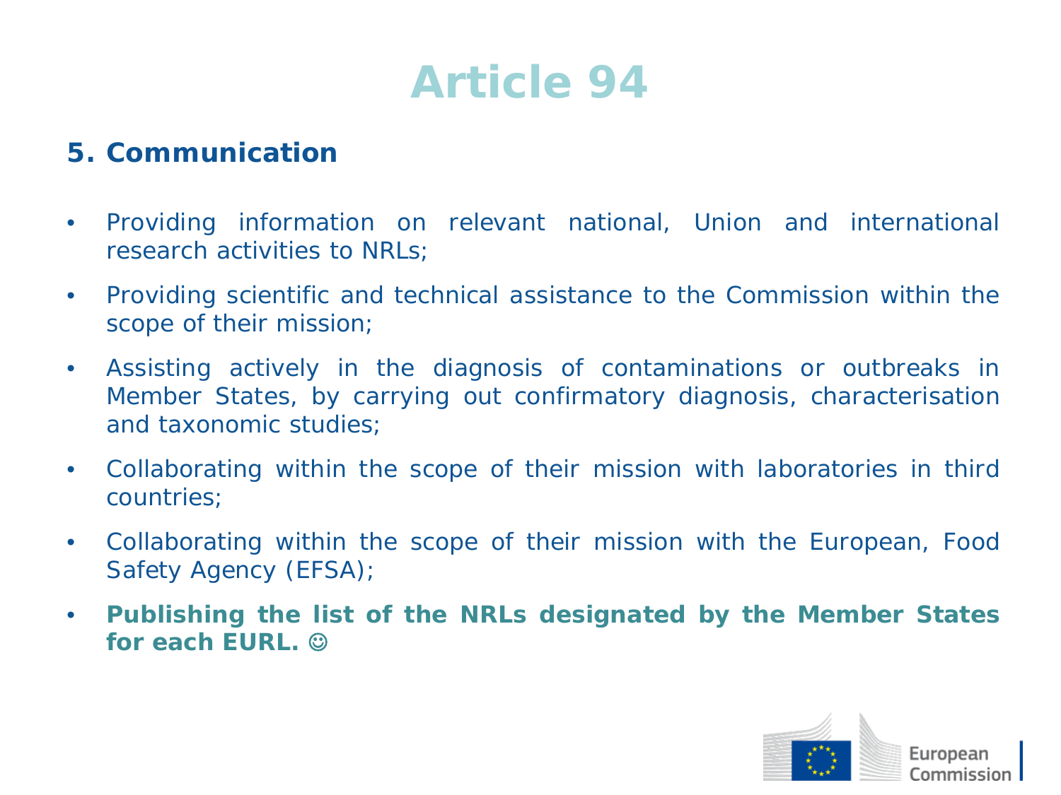# Article 94

## 5. Communication

- Providing information on relevant national, Union and international research activities to NRLs;
- Providing scientific and technical assistance to the Commission within the scope of their mission;
- Assisting actively in the diagnosis of contaminations or outbreaks in Member States, by carrying out confirmatory diagnosis, characterisation and taxonomic studies;
- Collaborating within the scope of their mission with laboratories in third countries;
- Collaborating within the scope of their mission with the European, Food Safety Agency (EFSA);
- **Publishing the list of the NRLs designated by the Member States for each EURL. ☺**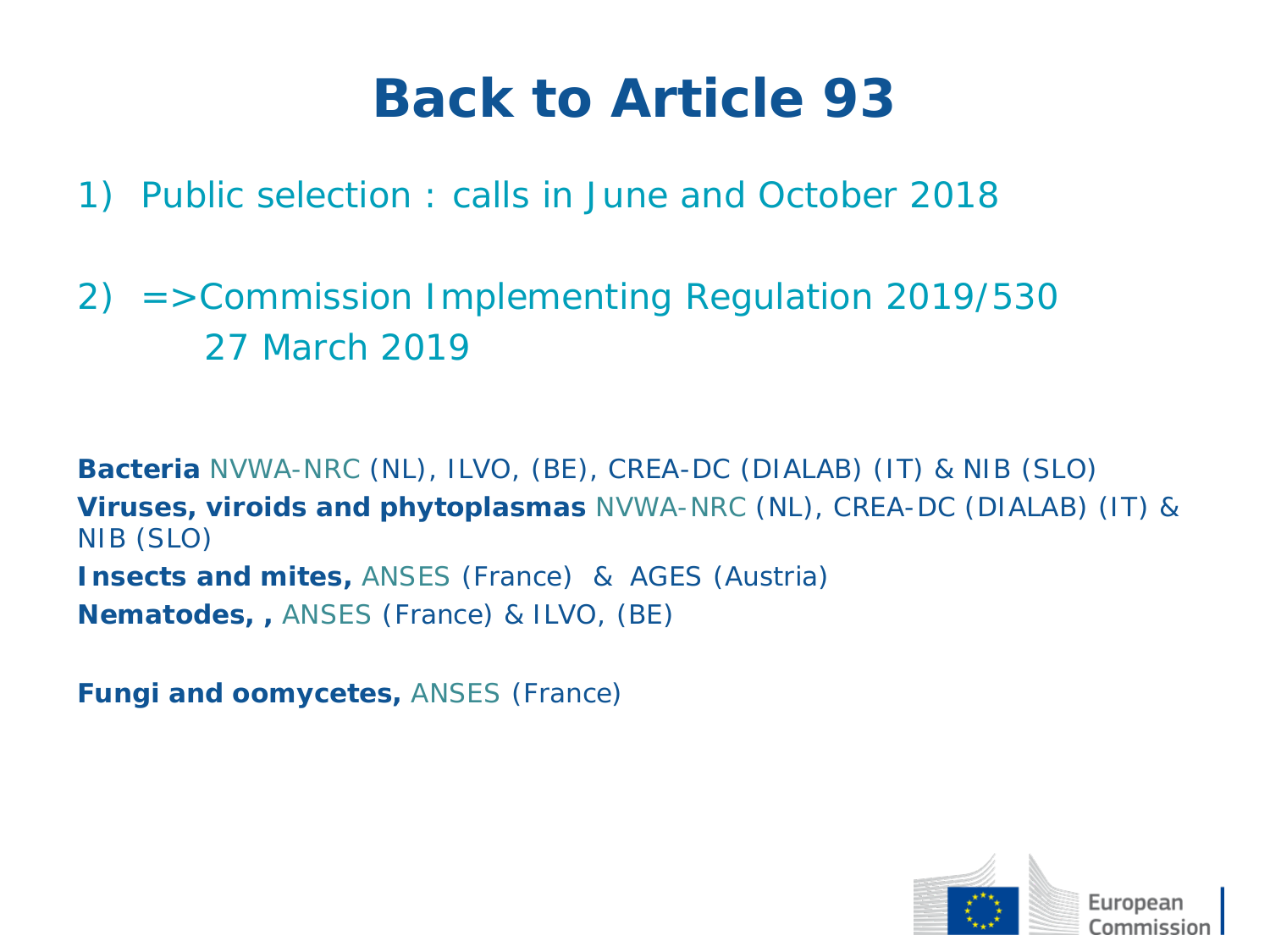# Back to Article 93

1) Public selection : calls in June and October 2018

2) =>Commission Implementing Regulation 2019/530
   27 March 2019

**Bacteria** NVWA-NRC (NL), ILVO, (BE), CREA-DC (DIALAB) (IT) & NIB (SLO)
**Viruses, viroids and phytoplasmas** NVWA-NRC (NL), CREA-DC (DIALAB) (IT) & NIB (SLO)
**Insects and mites,** ANSES (France) & AGES (Austria)
**Nematodes, ,** ANSES (France) & ILVO, (BE)

**Fungi and oomycetes,** ANSES (France)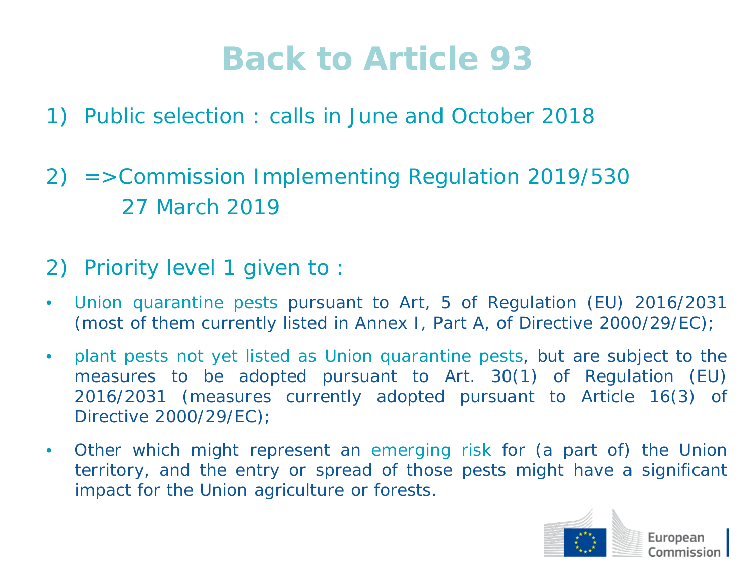# Back to Article 93

1) Public selection : calls in June and October 2018

2) =>Commission Implementing Regulation 2019/530
   27 March 2019

2) Priority level 1 given to :

- Union quarantine pests pursuant to Art, 5 of Regulation (EU) 2016/2031 (most of them currently listed in Annex I, Part A, of Directive 2000/29/EC);
- plant pests not yet listed as Union quarantine pests, but are subject to the measures to be adopted pursuant to Art. 30(1) of Regulation (EU) 2016/2031 (measures currently adopted pursuant to Article 16(3) of Directive 2000/29/EC);
- Other which might represent an emerging risk for (a part of) the Union territory, and the entry or spread of those pests might have a significant impact for the Union agriculture or forests.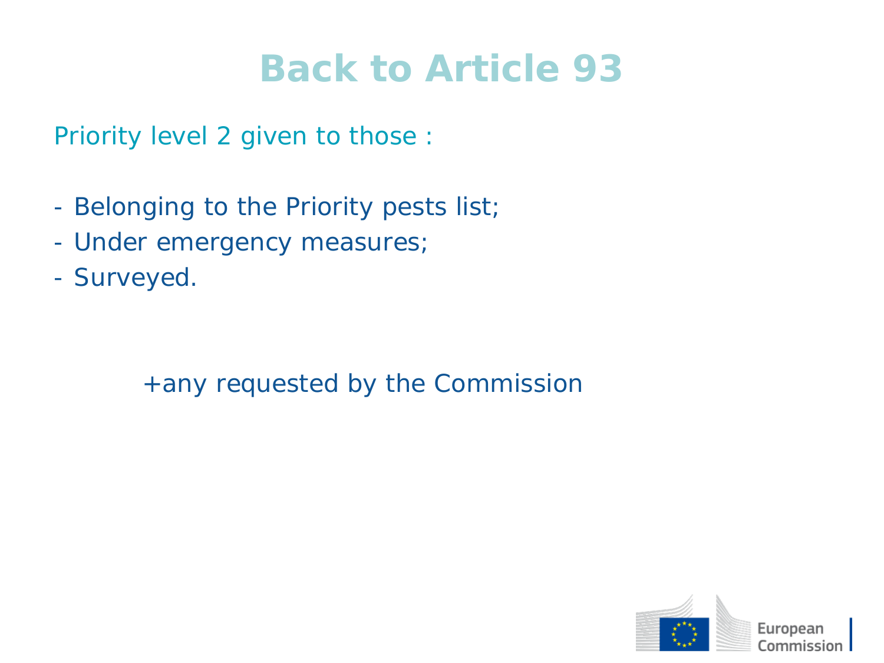# Back to Article 93

Priority level 2 given to those :

- Belonging to the Priority pests list;
- Under emergency measures;
- Surveyed.

+any requested by the Commission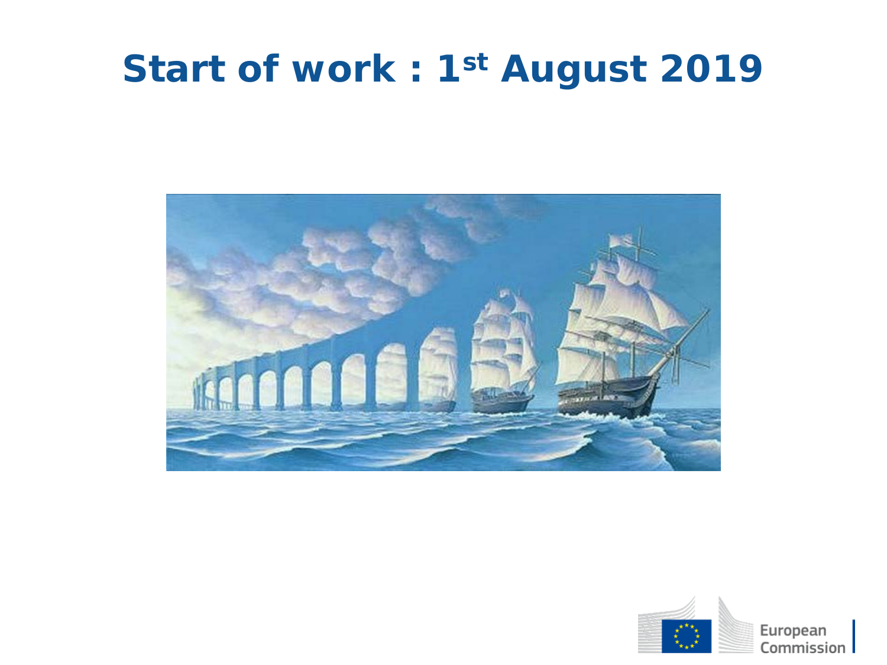# Start of work : 1st August 2019